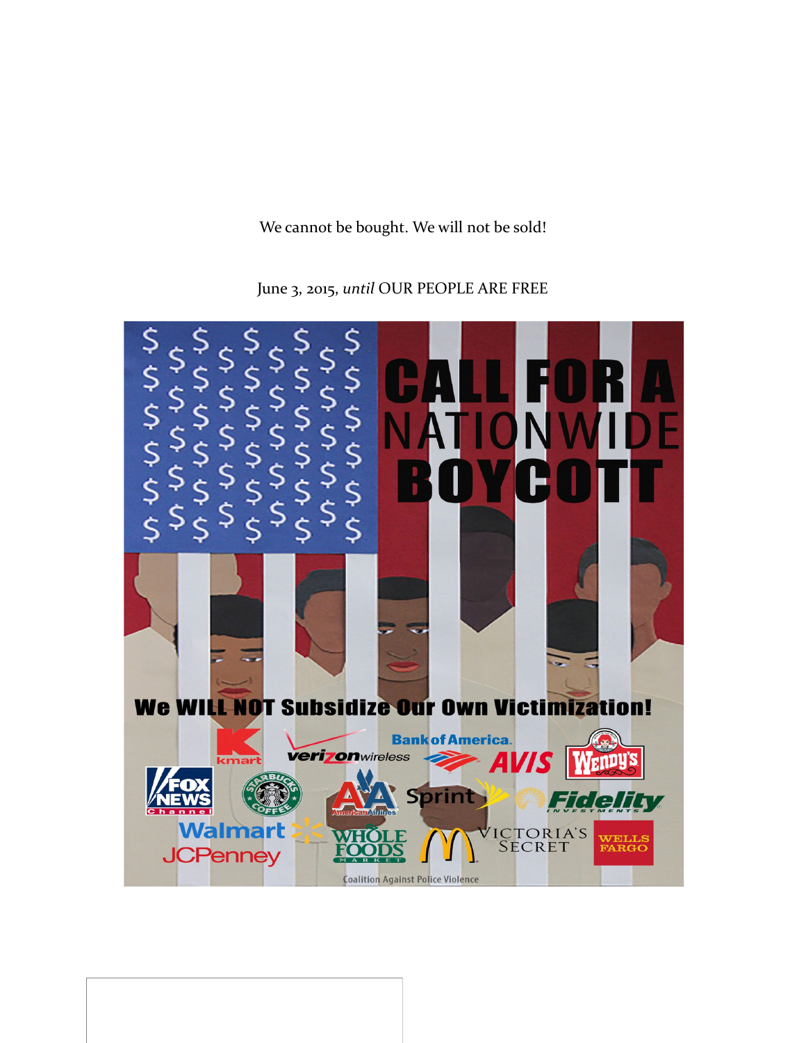We cannot be bought. We will not be sold!

June 3, 2015, *until* OUR PEOPLE ARE FREE

# CALL FOR A NATIONWIDE BOYCOTT

**We WILL NOT Subsidize Our Own Victimization!**

kmart, verizon wireless, Bank of America, AVIS, Wendy's, FOX NEWS Channel, Starbucks Coffee, American Airlines, Sprint, Fidelity Investments, Walmart, JCPenney, Whole Foods Market, McDonald's, Victoria's Secret, Wells Fargo

Coalition Against Police Violence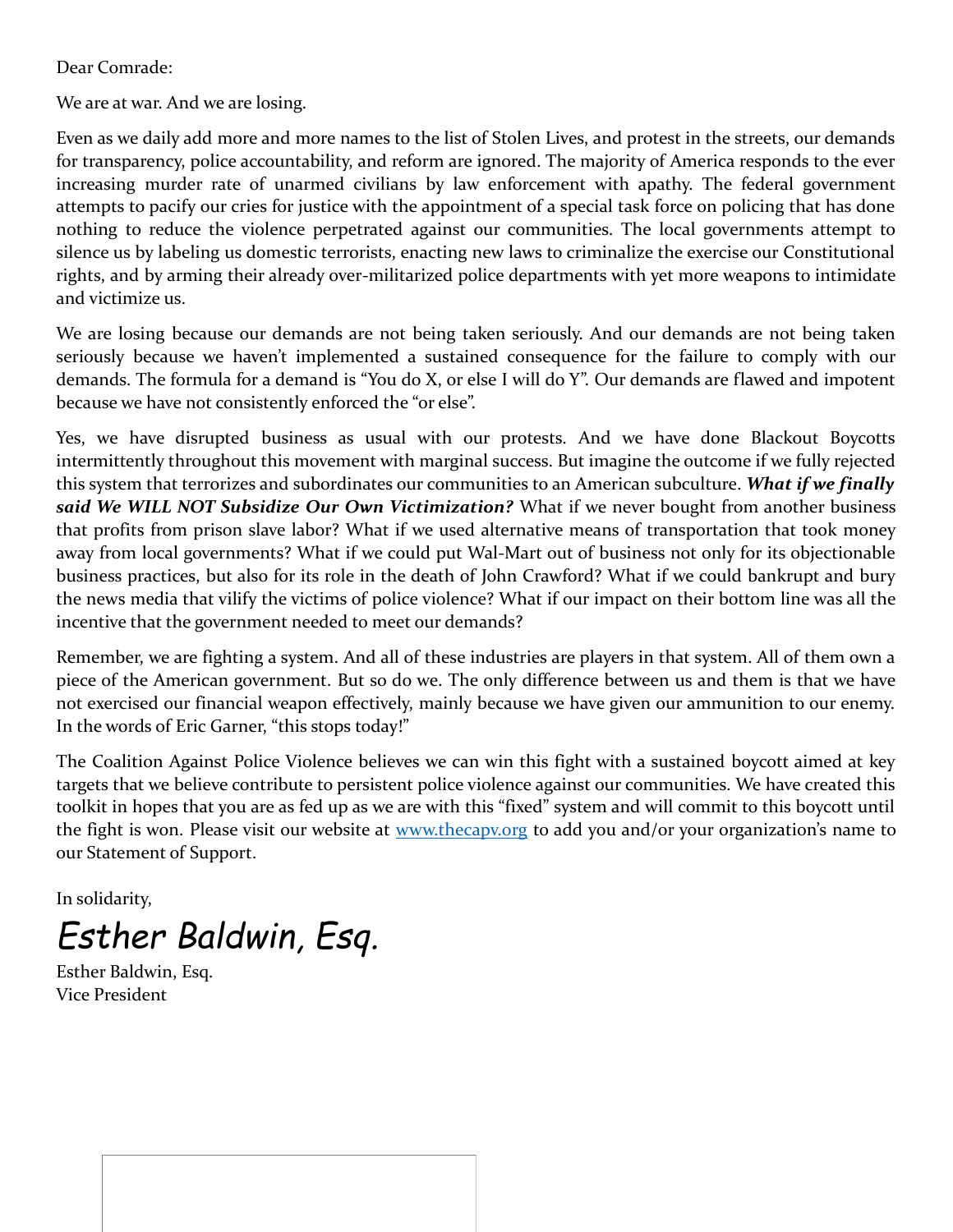Dear Comrade:

We are at war. And we are losing.

Even as we daily add more and more names to the list of Stolen Lives, and protest in the streets, our demands for transparency, police accountability, and reform are ignored. The majority of America responds to the ever increasing murder rate of unarmed civilians by law enforcement with apathy. The federal government attempts to pacify our cries for justice with the appointment of a special task force on policing that has done nothing to reduce the violence perpetrated against our communities. The local governments attempt to silence us by labeling us domestic terrorists, enacting new laws to criminalize the exercise our Constitutional rights, and by arming their already over-militarized police departments with yet more weapons to intimidate and victimize us.

We are losing because our demands are not being taken seriously. And our demands are not being taken seriously because we haven't implemented a sustained consequence for the failure to comply with our demands. The formula for a demand is "You do X, or else I will do Y". Our demands are flawed and impotent because we have not consistently enforced the "or else".

Yes, we have disrupted business as usual with our protests. And we have done Blackout Boycotts intermittently throughout this movement with marginal success. But imagine the outcome if we fully rejected this system that terrorizes and subordinates our communities to an American subculture. ***What if we finally said We WILL NOT Subsidize Our Own Victimization?*** What if we never bought from another business that profits from prison slave labor? What if we used alternative means of transportation that took money away from local governments? What if we could put Wal-Mart out of business not only for its objectionable business practices, but also for its role in the death of John Crawford? What if we could bankrupt and bury the news media that vilify the victims of police violence? What if our impact on their bottom line was all the incentive that the government needed to meet our demands?

Remember, we are fighting a system. And all of these industries are players in that system. All of them own a piece of the American government. But so do we. The only difference between us and them is that we have not exercised our financial weapon effectively, mainly because we have given our ammunition to our enemy. In the words of Eric Garner, "this stops today!"

The Coalition Against Police Violence believes we can win this fight with a sustained boycott aimed at key targets that we believe contribute to persistent police violence against our communities. We have created this toolkit in hopes that you are as fed up as we are with this "fixed" system and will commit to this boycott until the fight is won. Please visit our website at [www.thecapv.org](http://www.thecapv.org) to add you and/or your organization's name to our Statement of Support.

In solidarity,

*Esther Baldwin, Esq.*

Esther Baldwin, Esq.
Vice President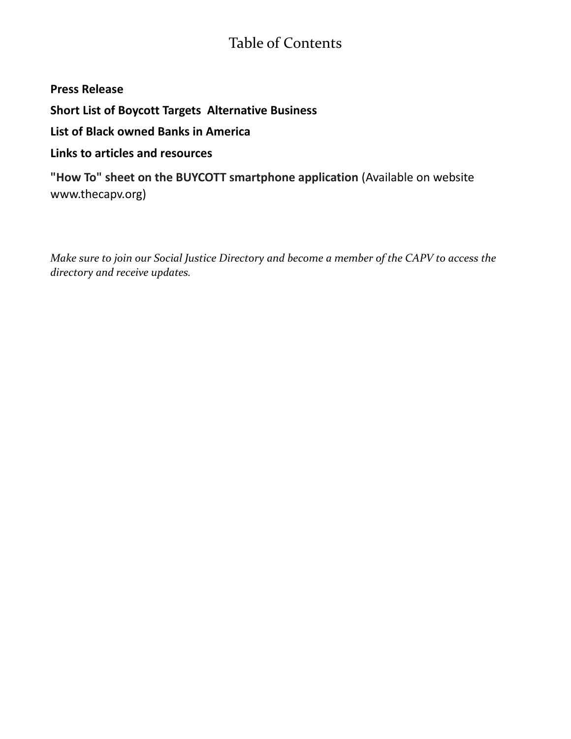# Table of Contents

**Press Release**

**Short List of Boycott Targets  Alternative Business**

**List of Black owned Banks in America**

**Links to articles and resources**

**"How To" sheet on the BUYCOTT smartphone application** (Available on website www.thecapv.org)

*Make sure to join our Social Justice Directory and become a member of the CAPV to access the directory and receive updates.*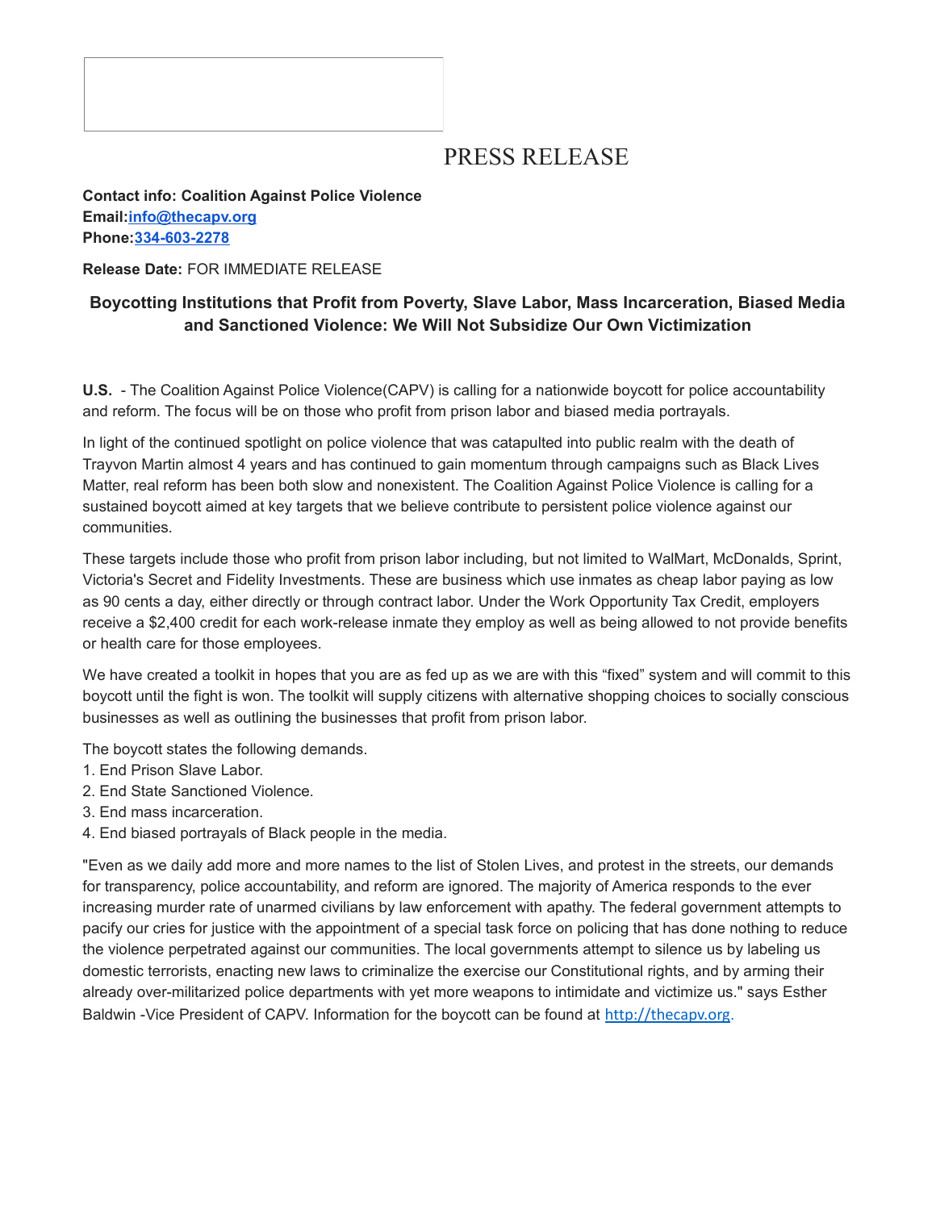# PRESS RELEASE

**Contact info: Coalition Against Police Violence**
**Email:[info@thecapv.org](mailto:info@thecapv.org)**
**Phone:334-603-2278**

**Release Date:** FOR IMMEDIATE RELEASE

### Boycotting Institutions that Profit from Poverty, Slave Labor, Mass Incarceration, Biased Media and Sanctioned Violence: We Will Not Subsidize Our Own Victimization

**U.S.** - The Coalition Against Police Violence(CAPV) is calling for a nationwide boycott for police accountability and reform. The focus will be on those who profit from prison labor and biased media portrayals.

In light of the continued spotlight on police violence that was catapulted into public realm with the death of Trayvon Martin almost 4 years and has continued to gain momentum through campaigns such as Black Lives Matter, real reform has been both slow and nonexistent. The Coalition Against Police Violence is calling for a sustained boycott aimed at key targets that we believe contribute to persistent police violence against our communities.

These targets include those who profit from prison labor including, but not limited to WalMart, McDonalds, Sprint, Victoria's Secret and Fidelity Investments. These are business which use inmates as cheap labor paying as low as 90 cents a day, either directly or through contract labor. Under the Work Opportunity Tax Credit, employers receive a $2,400 credit for each work-release inmate they employ as well as being allowed to not provide benefits or health care for those employees.

We have created a toolkit in hopes that you are as fed up as we are with this "fixed" system and will commit to this boycott until the fight is won. The toolkit will supply citizens with alternative shopping choices to socially conscious businesses as well as outlining the businesses that profit from prison labor.

The boycott states the following demands.

1. End Prison Slave Labor.
2. End State Sanctioned Violence.
3. End mass incarceration.
4. End biased portrayals of Black people in the media.

"Even as we daily add more and more names to the list of Stolen Lives, and protest in the streets, our demands for transparency, police accountability, and reform are ignored. The majority of America responds to the ever increasing murder rate of unarmed civilians by law enforcement with apathy. The federal government attempts to pacify our cries for justice with the appointment of a special task force on policing that has done nothing to reduce the violence perpetrated against our communities. The local governments attempt to silence us by labeling us domestic terrorists, enacting new laws to criminalize the exercise our Constitutional rights, and by arming their already over-militarized police departments with yet more weapons to intimidate and victimize us." says Esther Baldwin -Vice President of CAPV. Information for the boycott can be found at [http://thecapv.org](http://thecapv.org).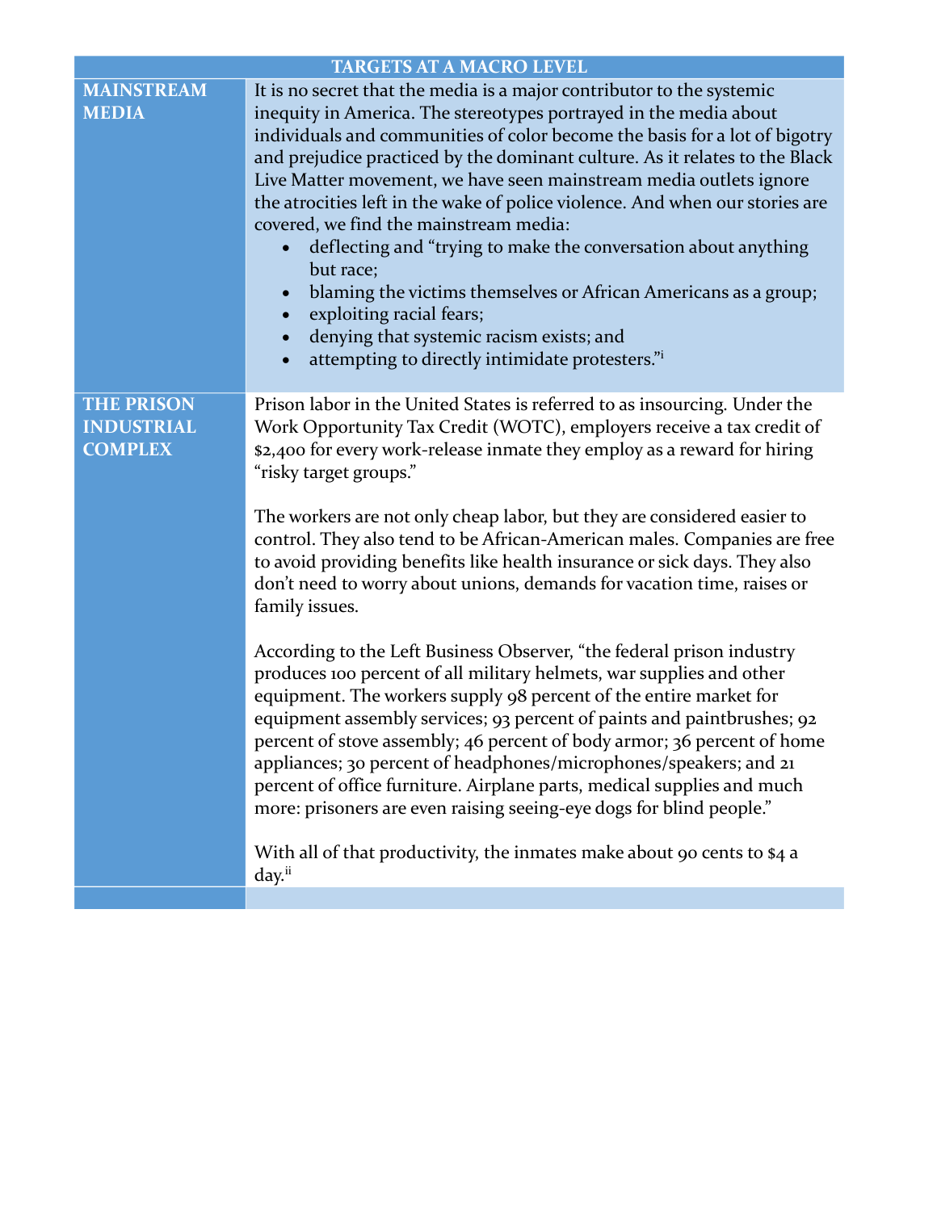| TARGETS AT A MACRO LEVEL | |
|---|---|
| **MAINSTREAM MEDIA** | It is no secret that the media is a major contributor to the systemic inequity in America. The stereotypes portrayed in the media about individuals and communities of color become the basis for a lot of bigotry and prejudice practiced by the dominant culture. As it relates to the Black Live Matter movement, we have seen mainstream media outlets ignore the atrocities left in the wake of police violence. And when our stories are covered, we find the mainstream media: <ul><li>deflecting and “trying to make the conversation about anything but race;</li><li>blaming the victims themselves or African Americans as a group;</li><li>exploiting racial fears;</li><li>denying that systemic racism exists; and</li><li>attempting to directly intimidate protesters.”[i]</li></ul> |
| **THE PRISON INDUSTRIAL COMPLEX** | Prison labor in the United States is referred to as insourcing. Under the Work Opportunity Tax Credit (WOTC), employers receive a tax credit of $2,400 for every work-release inmate they employ as a reward for hiring “risky target groups.”<br><br>The workers are not only cheap labor, but they are considered easier to control. They also tend to be African-American males. Companies are free to avoid providing benefits like health insurance or sick days. They also don’t need to worry about unions, demands for vacation time, raises or family issues.<br><br>According to the Left Business Observer, “the federal prison industry produces 100 percent of all military helmets, war supplies and other equipment. The workers supply 98 percent of the entire market for equipment assembly services; 93 percent of paints and paintbrushes; 92 percent of stove assembly; 46 percent of body armor; 36 percent of home appliances; 30 percent of headphones/microphones/speakers; and 21 percent of office furniture. Airplane parts, medical supplies and much more: prisoners are even raising seeing-eye dogs for blind people.”<br><br>With all of that productivity, the inmates make about 90 cents to $4 a day.[ii] |
| | |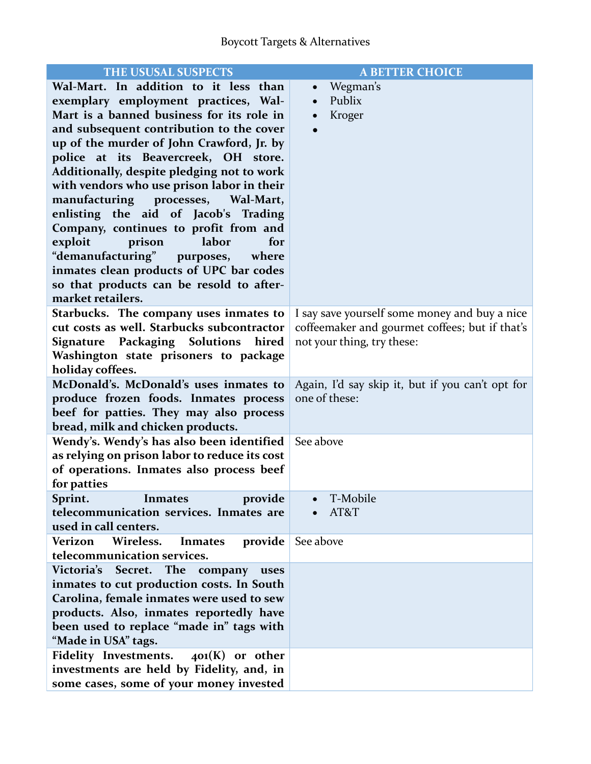Boycott Targets & Alternatives

| THE USUSAL SUSPECTS | A BETTER CHOICE |
|---|---|
| **Wal-Mart. In addition to it less than exemplary employment practices, Wal-Mart is a banned business for its role in and subsequent contribution to the cover up of the murder of John Crawford, Jr. by police at its Beavercreek, OH store. Additionally, despite pledging not to work with vendors who use prison labor in their manufacturing processes, Wal-Mart, enlisting the aid of Jacob's Trading Company, continues to profit from and exploit prison labor for "demanufacturing" purposes, where inmates clean products of UPC bar codes so that products can be resold to after-market retailers.** | • Wegman's<br>• Publix<br>• Kroger<br>• |
| **Starbucks. The company uses inmates to cut costs as well. Starbucks subcontractor Signature Packaging Solutions hired Washington state prisoners to package holiday coffees.** | I say save yourself some money and buy a nice coffeemaker and gourmet coffees; but if that's not your thing, try these: |
| **McDonald's. McDonald's uses inmates to produce frozen foods. Inmates process beef for patties. They may also process bread, milk and chicken products.** | Again, I'd say skip it, but if you can't opt for one of these: |
| **Wendy's. Wendy's has also been identified as relying on prison labor to reduce its cost of operations. Inmates also process beef for patties** | See above |
| **Sprint. Inmates provide telecommunication services. Inmates are used in call centers.** | • T-Mobile<br>• AT&T |
| **Verizon Wireless. Inmates provide telecommunication services.** | See above |
| **Victoria's Secret. The company uses inmates to cut production costs. In South Carolina, female inmates were used to sew products. Also, inmates reportedly have been used to replace "made in" tags with "Made in USA" tags.** | |
| **Fidelity Investments. 401(K) or other investments are held by Fidelity, and, in some cases, some of your money invested** | |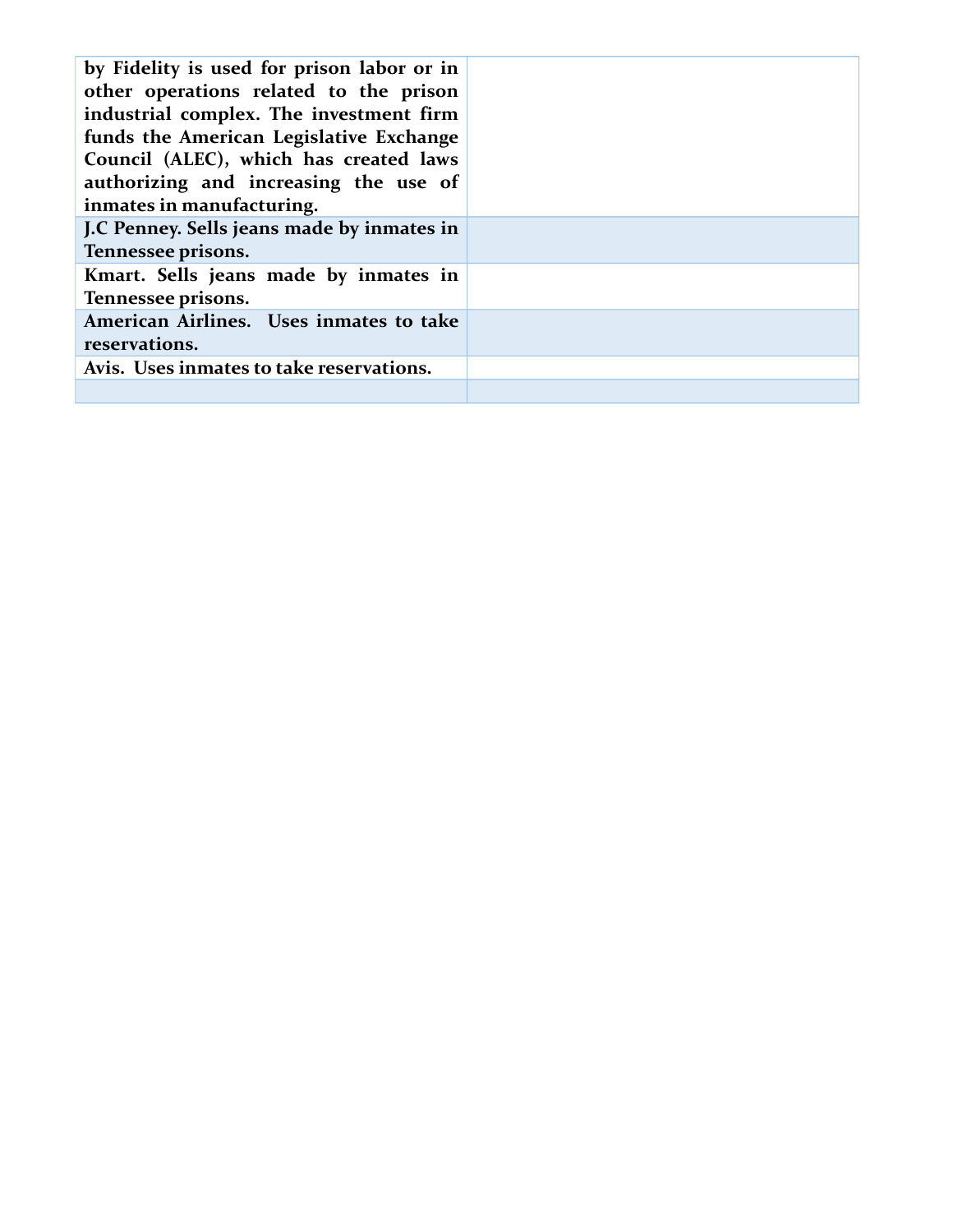| | |
|---|---|
| **by Fidelity is used for prison labor or in other operations related to the prison industrial complex. The investment firm funds the American Legislative Exchange Council (ALEC), which has created laws authorizing and increasing the use of inmates in manufacturing.** | |
| **J.C Penney. Sells jeans made by inmates in Tennessee prisons.** | |
| **Kmart. Sells jeans made by inmates in Tennessee prisons.** | |
| **American Airlines. Uses inmates to take reservations.** | |
| **Avis. Uses inmates to take reservations.** | |
| | |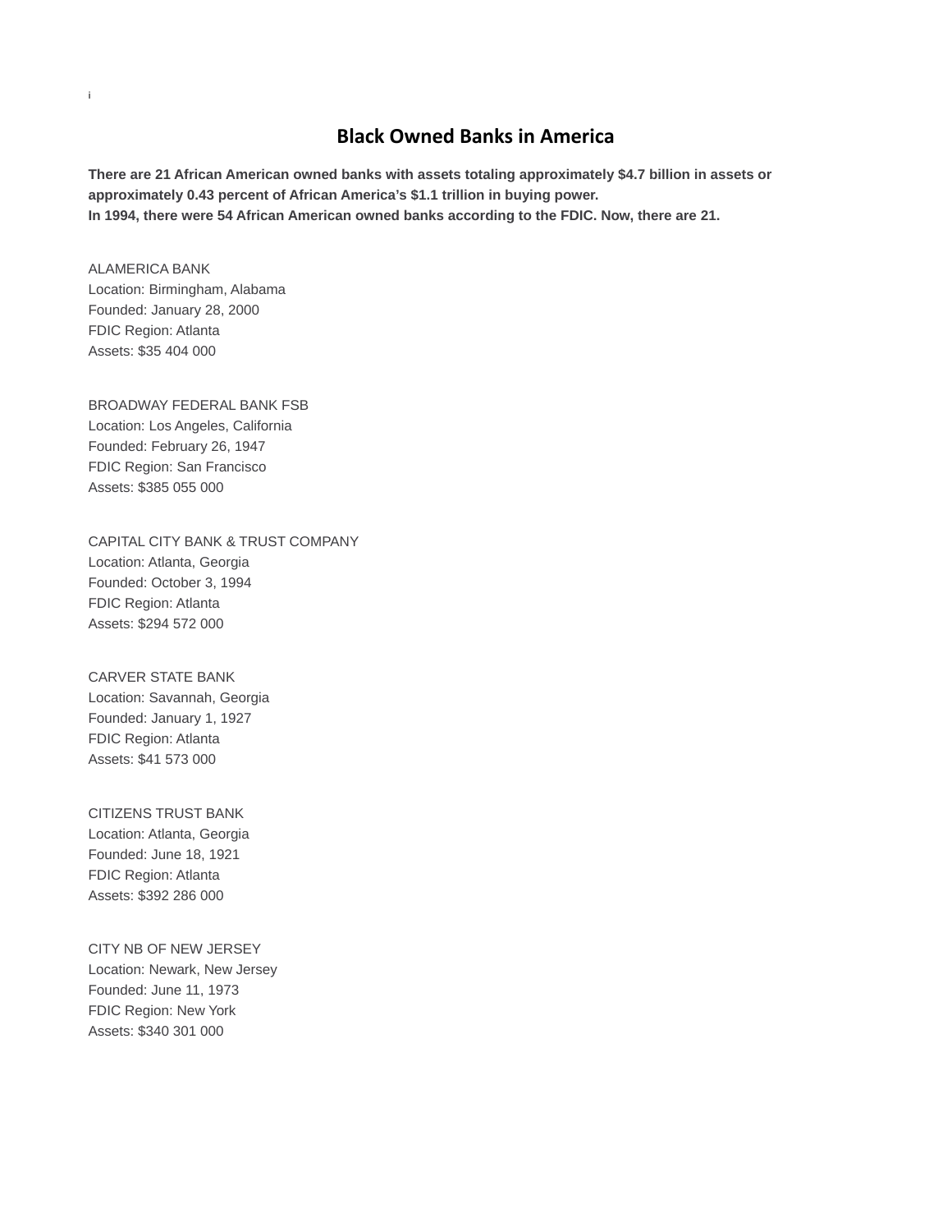i

# Black Owned Banks in America

**There are 21 African American owned banks with assets totaling approximately $4.7 billion in assets or approximately 0.43 percent of African America's $1.1 trillion in buying power.**
**In 1994, there were 54 African American owned banks according to the FDIC. Now, there are 21.**

ALAMERICA BANK
Location: Birmingham, Alabama
Founded: January 28, 2000
FDIC Region: Atlanta
Assets: $35 404 000

BROADWAY FEDERAL BANK FSB
Location: Los Angeles, California
Founded: February 26, 1947
FDIC Region: San Francisco
Assets: $385 055 000

CAPITAL CITY BANK & TRUST COMPANY
Location: Atlanta, Georgia
Founded: October 3, 1994
FDIC Region: Atlanta
Assets: $294 572 000

CARVER STATE BANK
Location: Savannah, Georgia
Founded: January 1, 1927
FDIC Region: Atlanta
Assets: $41 573 000

CITIZENS TRUST BANK
Location: Atlanta, Georgia
Founded: June 18, 1921
FDIC Region: Atlanta
Assets: $392 286 000

CITY NB OF NEW JERSEY
Location: Newark, New Jersey
Founded: June 11, 1973
FDIC Region: New York
Assets: $340 301 000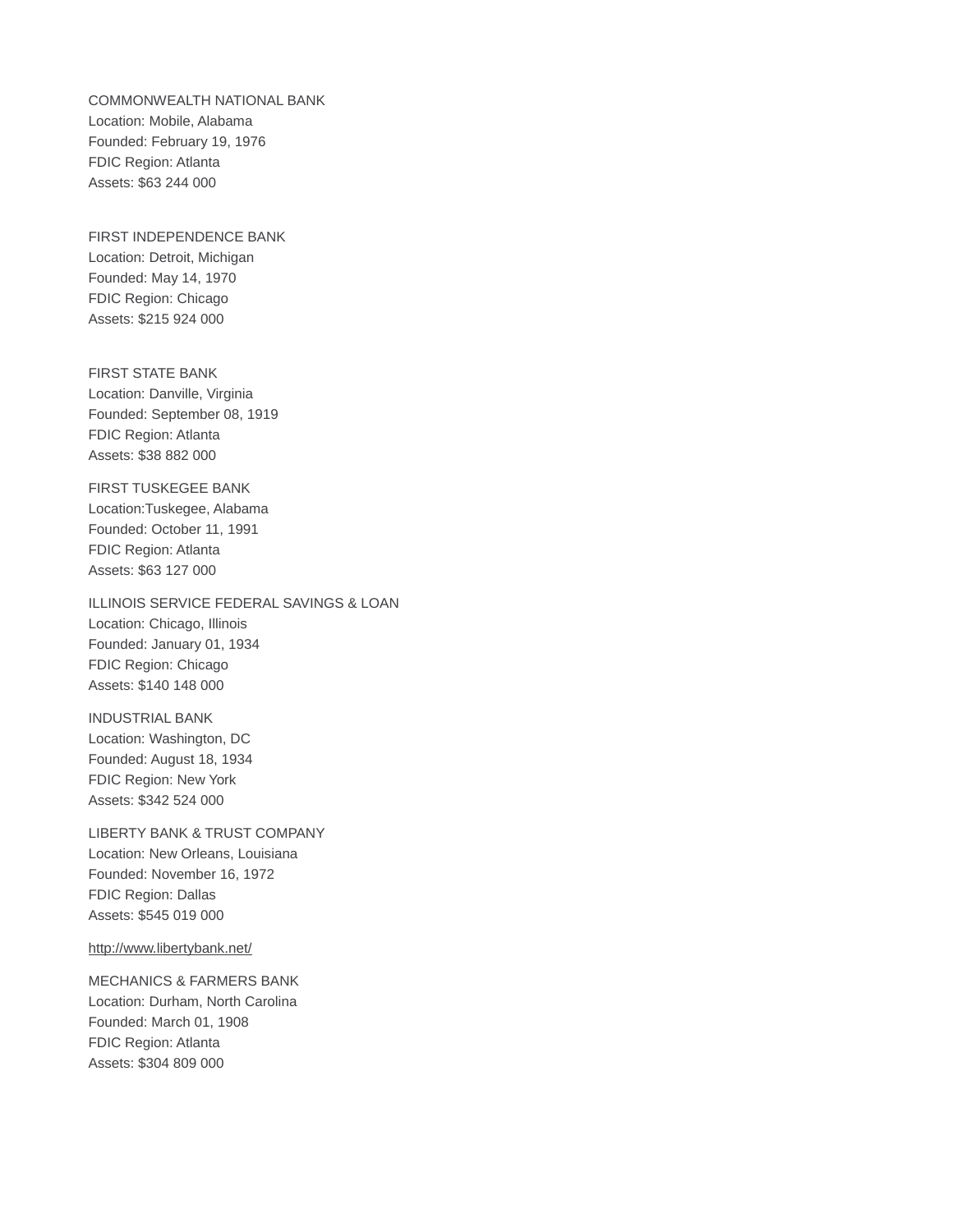COMMONWEALTH NATIONAL BANK
Location: Mobile, Alabama
Founded: February 19, 1976
FDIC Region: Atlanta
Assets: $63 244 000

FIRST INDEPENDENCE BANK
Location: Detroit, Michigan
Founded: May 14, 1970
FDIC Region: Chicago
Assets: $215 924 000

FIRST STATE BANK
Location: Danville, Virginia
Founded: September 08, 1919
FDIC Region: Atlanta
Assets: $38 882 000

FIRST TUSKEGEE BANK
Location:Tuskegee, Alabama
Founded: October 11, 1991
FDIC Region: Atlanta
Assets: $63 127 000

ILLINOIS SERVICE FEDERAL SAVINGS & LOAN
Location: Chicago, Illinois
Founded: January 01, 1934
FDIC Region: Chicago
Assets: $140 148 000

INDUSTRIAL BANK
Location: Washington, DC
Founded: August 18, 1934
FDIC Region: New York
Assets: $342 524 000

LIBERTY BANK & TRUST COMPANY
Location: New Orleans, Louisiana
Founded: November 16, 1972
FDIC Region: Dallas
Assets: $545 019 000

http://www.libertybank.net/

MECHANICS & FARMERS BANK
Location: Durham, North Carolina
Founded: March 01, 1908
FDIC Region: Atlanta
Assets: $304 809 000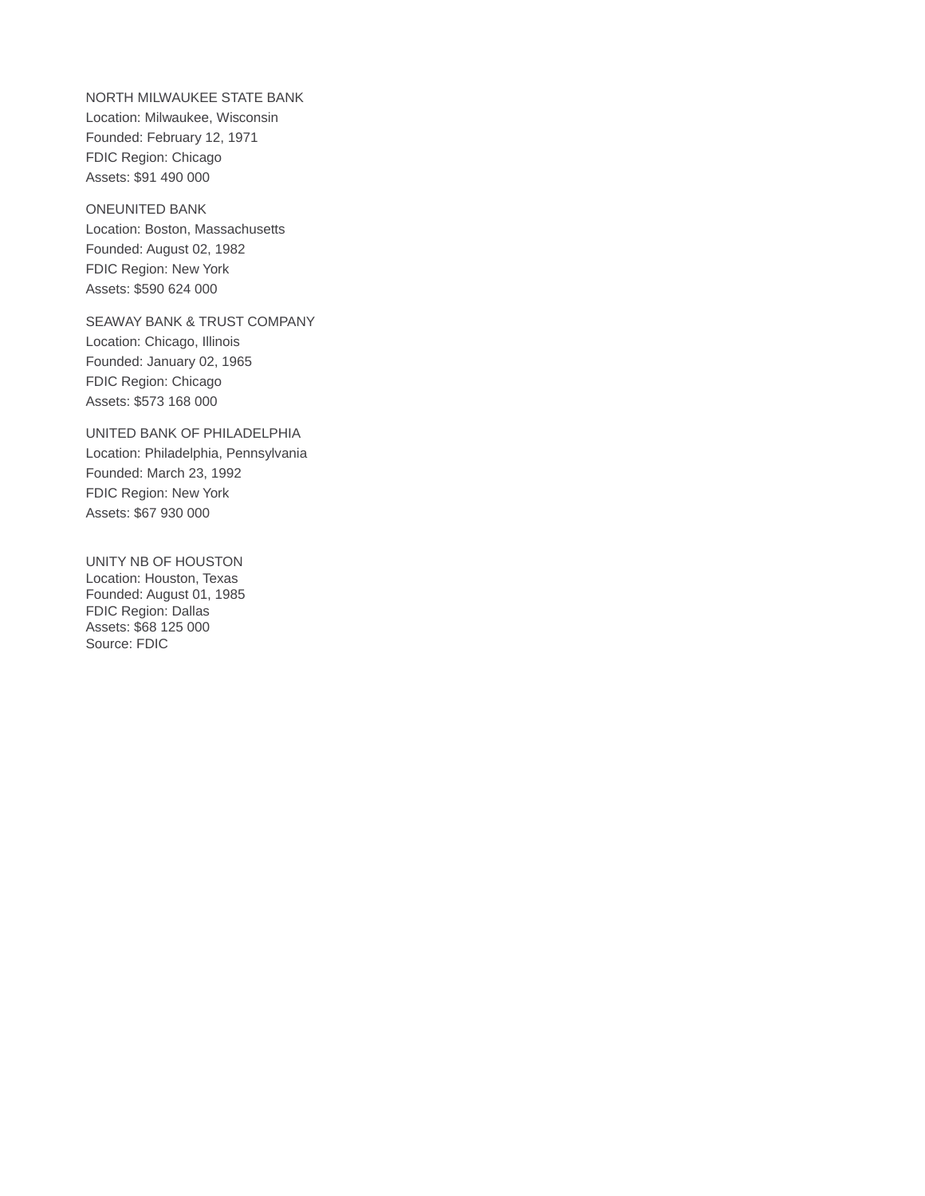NORTH MILWAUKEE STATE BANK
Location: Milwaukee, Wisconsin
Founded: February 12, 1971
FDIC Region: Chicago
Assets: $91 490 000

ONEUNITED BANK
Location: Boston, Massachusetts
Founded: August 02, 1982
FDIC Region: New York
Assets: $590 624 000

SEAWAY BANK & TRUST COMPANY
Location: Chicago, Illinois
Founded: January 02, 1965
FDIC Region: Chicago
Assets: $573 168 000

UNITED BANK OF PHILADELPHIA
Location: Philadelphia, Pennsylvania
Founded: March 23, 1992
FDIC Region: New York
Assets: $67 930 000

UNITY NB OF HOUSTON
Location: Houston, Texas
Founded: August 01, 1985
FDIC Region: Dallas
Assets: $68 125 000
Source: FDIC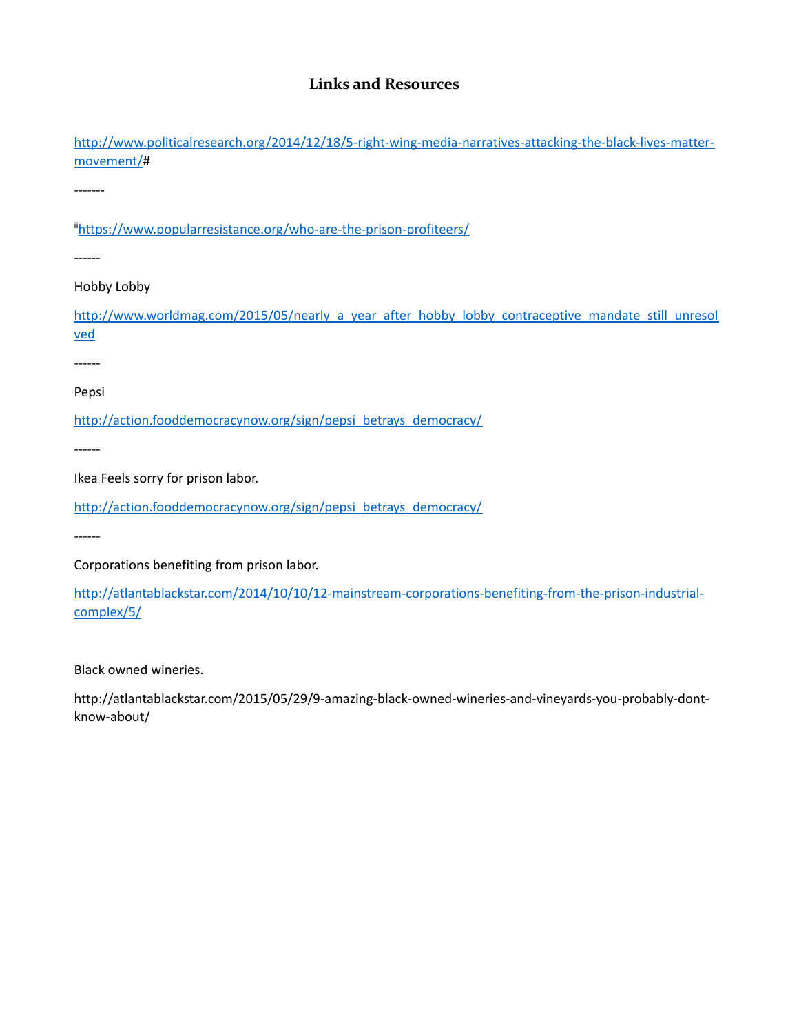## Links and Resources

http://www.politicalresearch.org/2014/12/18/5-right-wing-media-narratives-attacking-the-black-lives-matter-movement/#

-------

[ii]https://www.popularresistance.org/who-are-the-prison-profiteers/

------

Hobby Lobby

http://www.worldmag.com/2015/05/nearly_a_year_after_hobby_lobby_contraceptive_mandate_still_unresolved

------

Pepsi

http://action.fooddemocracynow.org/sign/pepsi_betrays_democracy/

------

Ikea Feels sorry for prison labor.

http://action.fooddemocracynow.org/sign/pepsi_betrays_democracy/

------

Corporations benefiting from prison labor.

http://atlantablackstar.com/2014/10/10/12-mainstream-corporations-benefiting-from-the-prison-industrial-complex/5/

Black owned wineries.

http://atlantablackstar.com/2015/05/29/9-amazing-black-owned-wineries-and-vineyards-you-probably-dont-know-about/